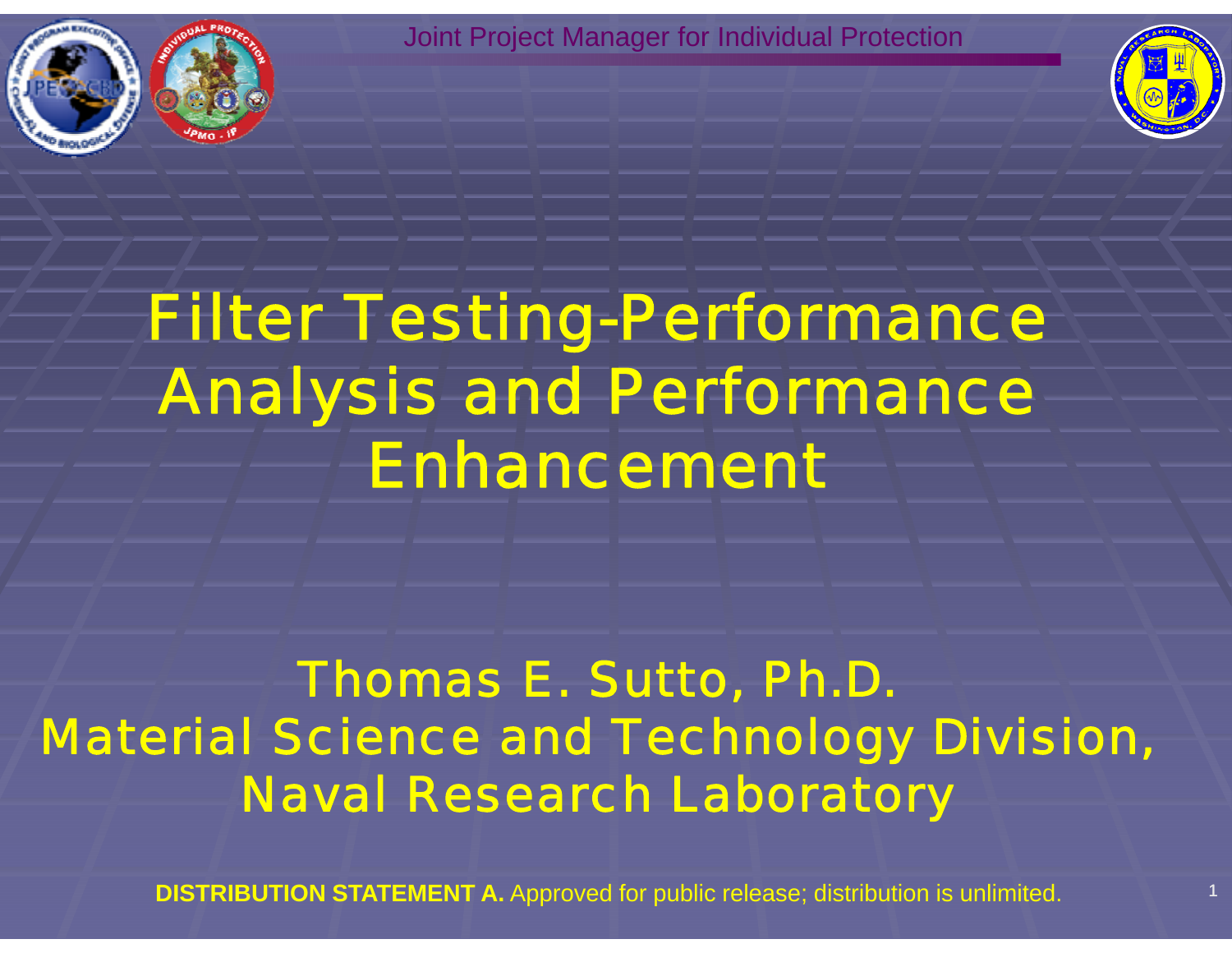Joint Project Manager for Individual Protection

# Filter Testing-Performance Analysis and Performance Enhancement

Thomas E. Sutto, Ph.D.
Material Science and Technology Division,
Naval Research Laboratory

**DISTRIBUTION STATEMENT A.** Approved for public release; distribution is unlimited.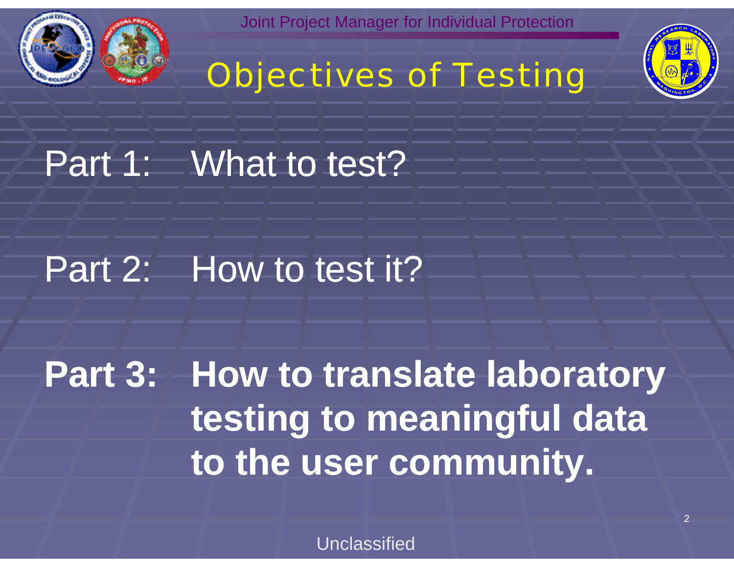# Objectives of Testing

Part 1: What to test?

Part 2: How to test it?

**Part 3: How to translate laboratory testing to meaningful data to the user community.**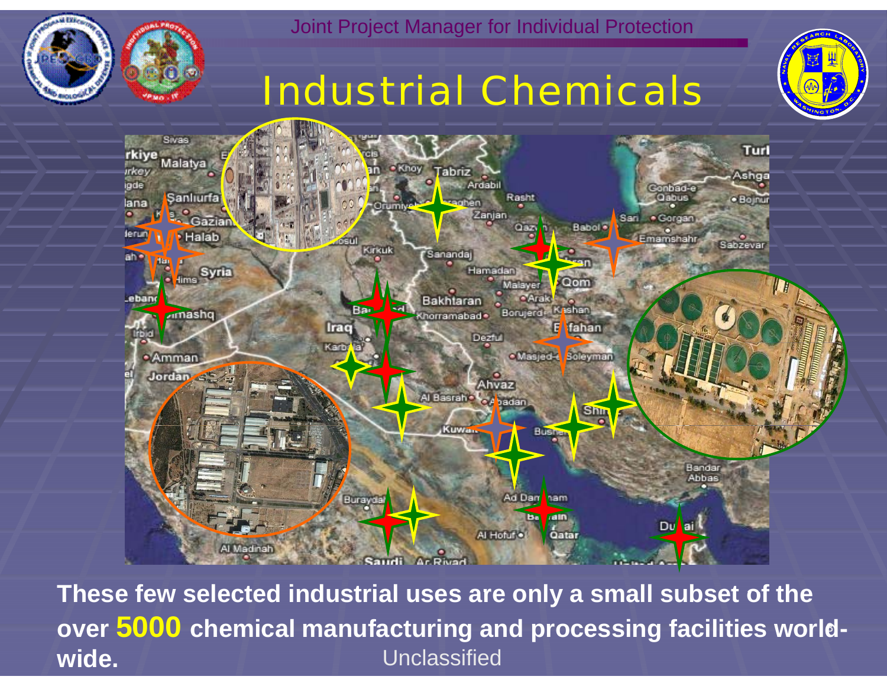Joint Project Manager for Individual Protection

# Industrial Chemicals

**These few selected industrial uses are only a small subset of the over 5000 chemical manufacturing and processing facilities world-wide.**

Unclassified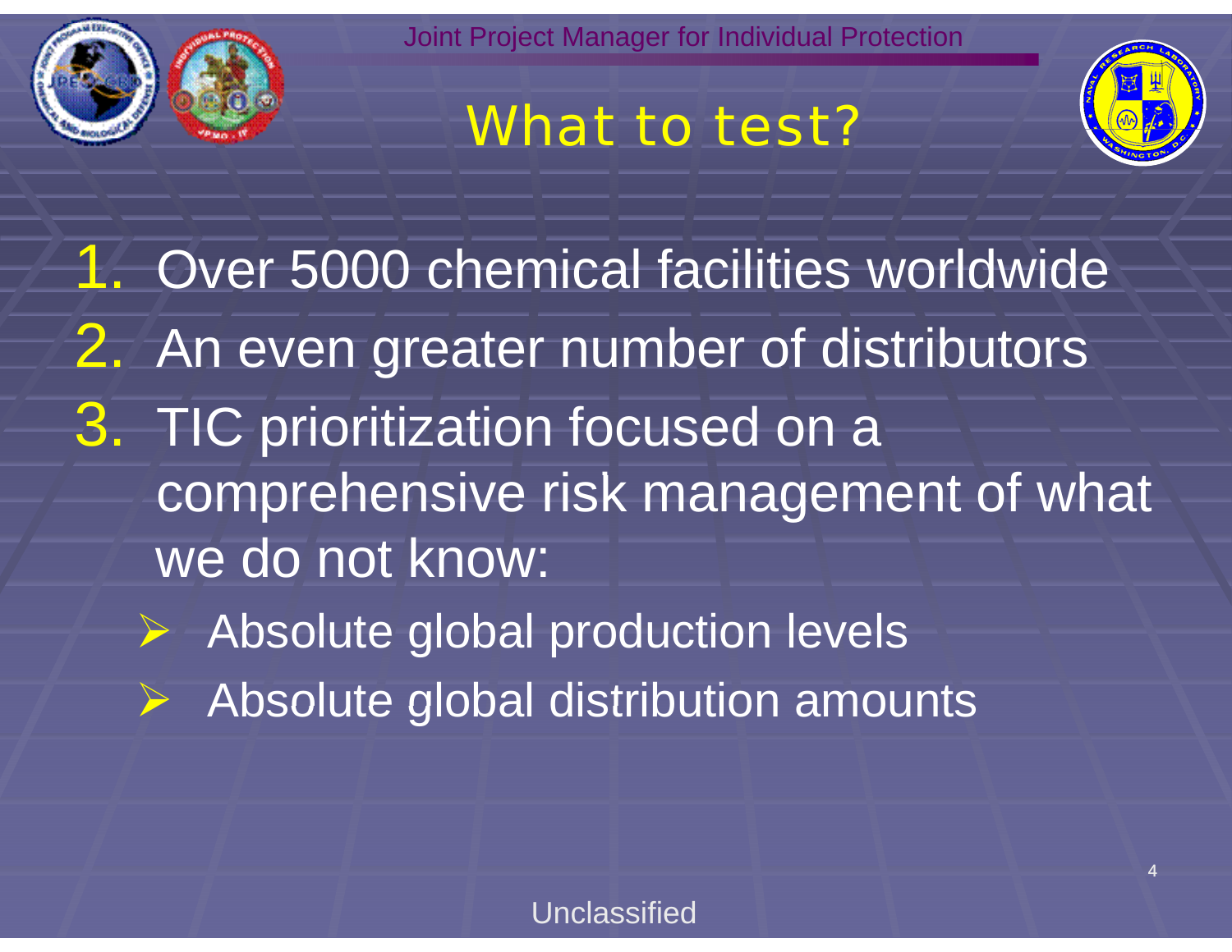# What to test?

1. Over 5000 chemical facilities worldwide
2. An even greater number of distributors
3. TIC prioritization focused on a comprehensive risk management of what we do not know:
   - Absolute global production levels
   - Absolute global distribution amounts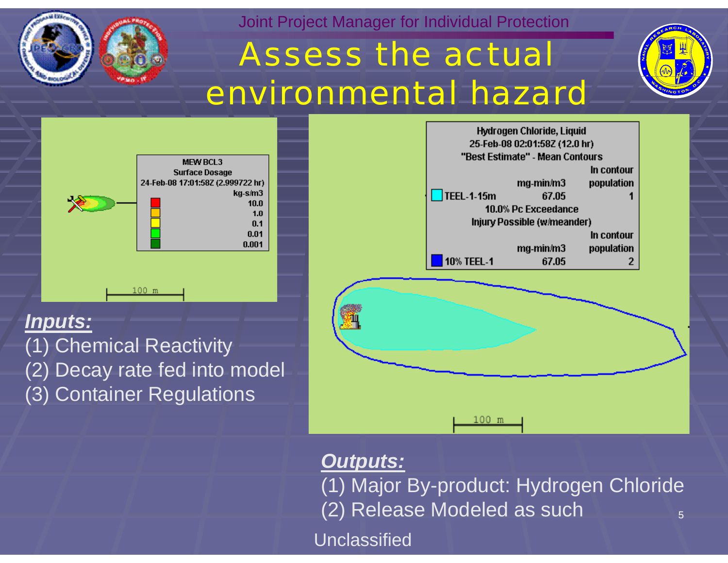# Assess the actual environmental hazard

MEW BCL3
Surface Dosage
24-Feb-08 17:01:58Z (2.999722 hr)

| kg-s/m3 |
|---|
| 10.0 |
| 1.0 |
| 0.1 |
| 0.01 |
| 0.001 |

100 m

***Inputs:***

(1) Chemical Reactivity
(2) Decay rate fed into model
(3) Container Regulations

Hydrogen Chloride, Liquid
25-Feb-08 02:01:58Z (12.0 hr)
"Best Estimate" - Mean Contours

| | mg-min/m3 | In contour population |
|---|---|---|
| TEEL-1-15m | 67.05 | 1 |

10.0% Pc Exceedance
Injury Possible (w/meander)

| | mg-min/m3 | In contour population |
|---|---|---|
| 10% TEEL-1 | 67.05 | 2 |

100 m

***Outputs:***

(1) Major By-product: Hydrogen Chloride
(2) Release Modeled as such

Unclassified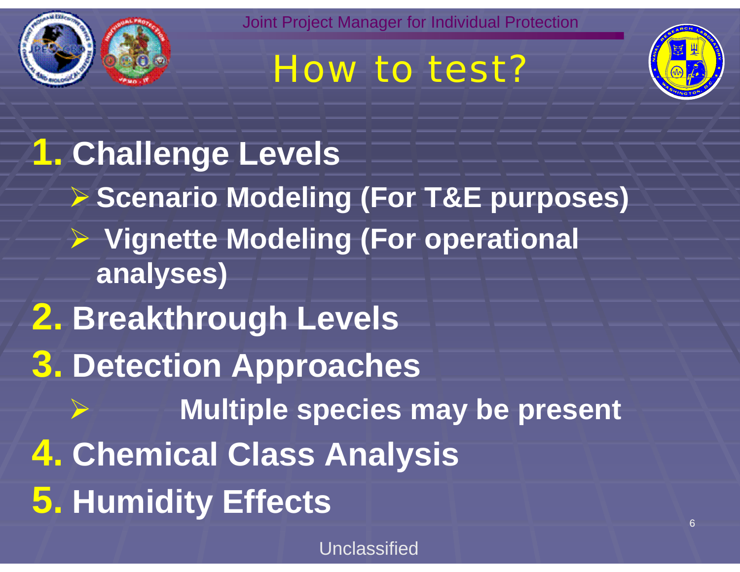# How to test?

1. **Challenge Levels**
   - **Scenario Modeling (For T&E purposes)**
   - **Vignette Modeling (For operational analyses)**
2. **Breakthrough Levels**
3. **Detection Approaches**
   - **Multiple species may be present**
4. **Chemical Class Analysis**
5. **Humidity Effects**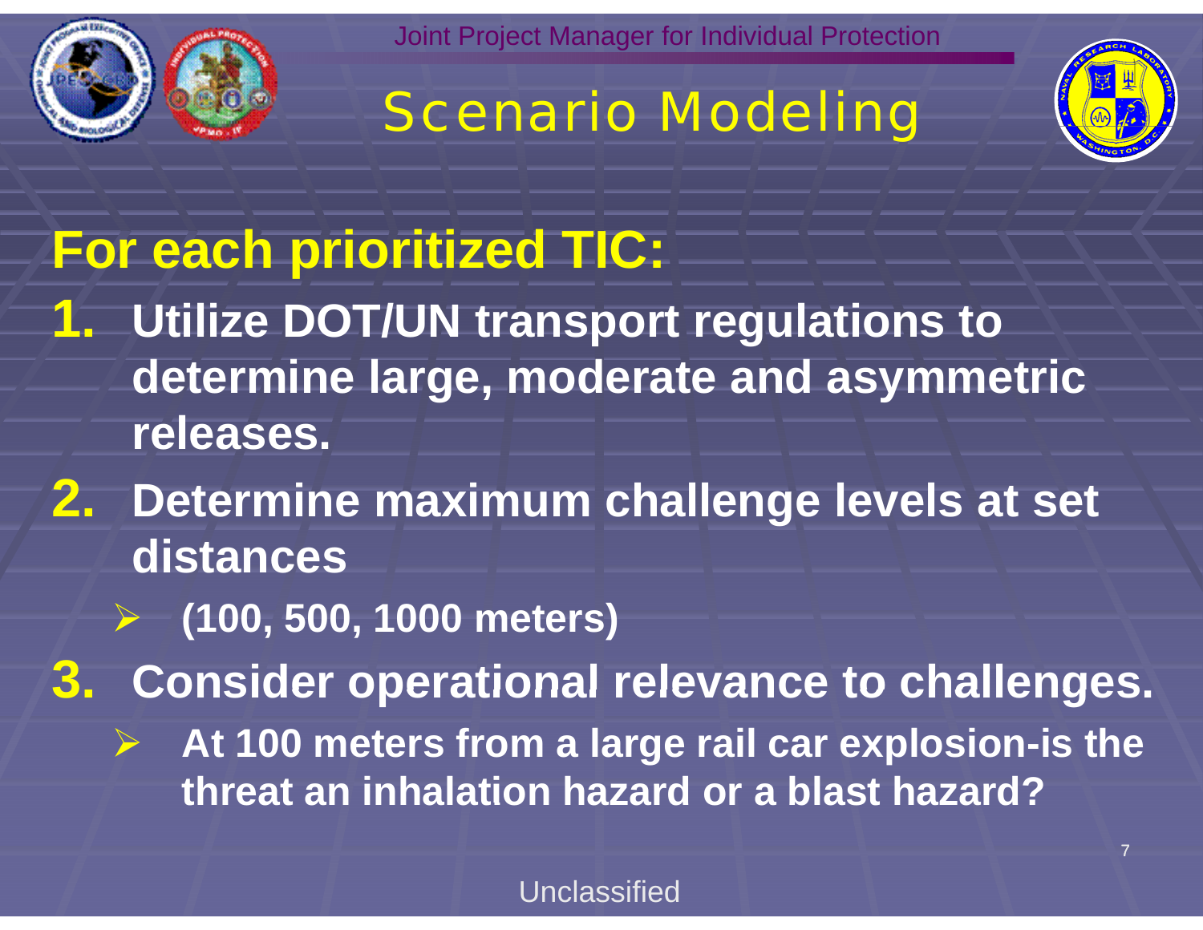# Scenario Modeling

## For each prioritized TIC:

1. **Utilize DOT/UN transport regulations to determine large, moderate and asymmetric releases.**
2. **Determine maximum challenge levels at set distances**
   - **(100, 500, 1000 meters)**
3. **Consider operational relevance to challenges.**
   - **At 100 meters from a large rail car explosion-is the threat an inhalation hazard or a blast hazard?**

Unclassified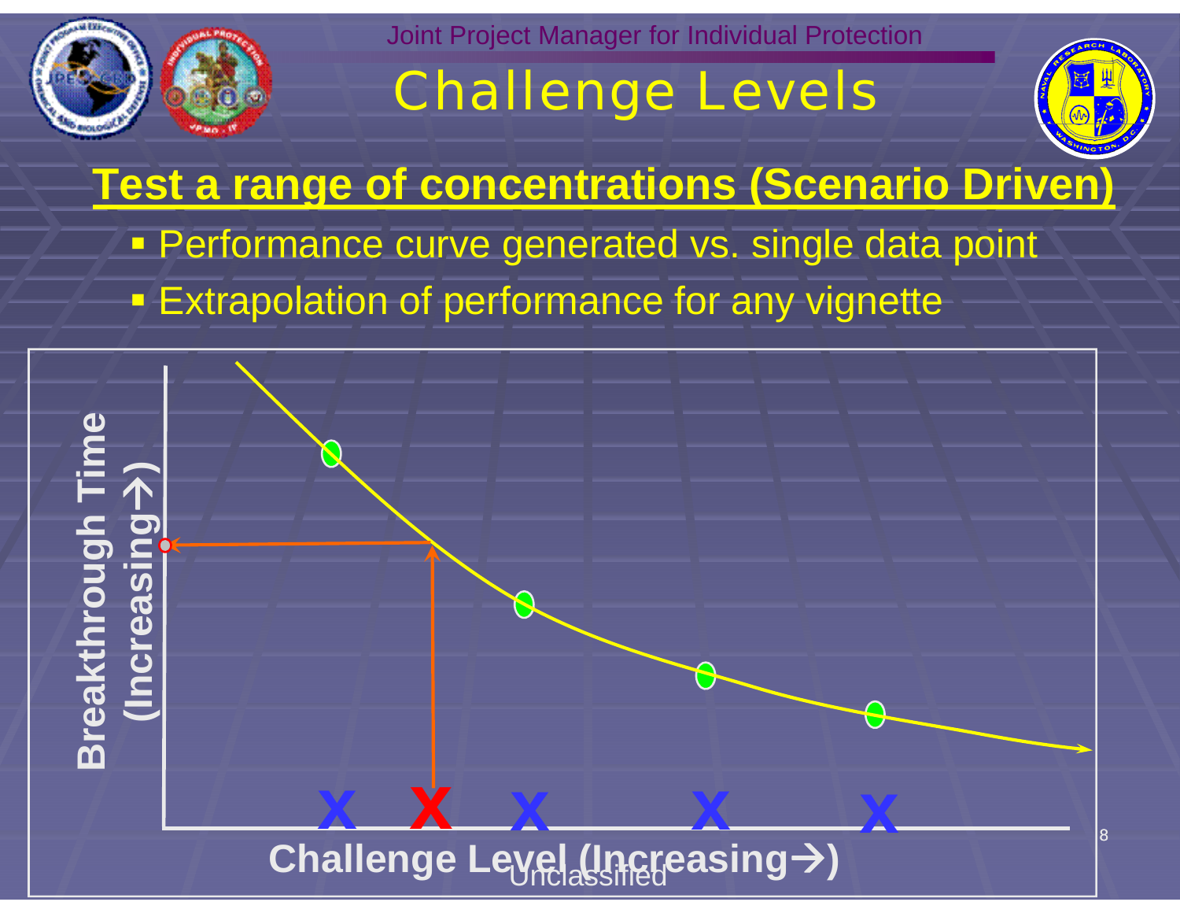# Challenge Levels

## Test a range of concentrations (Scenario Driven)

- Performance curve generated vs. single data point
- Extrapolation of performance for any vignette

Breakthrough Time (Increasing→)

X X X X X

Challenge Level (Increasing→)

Unclassified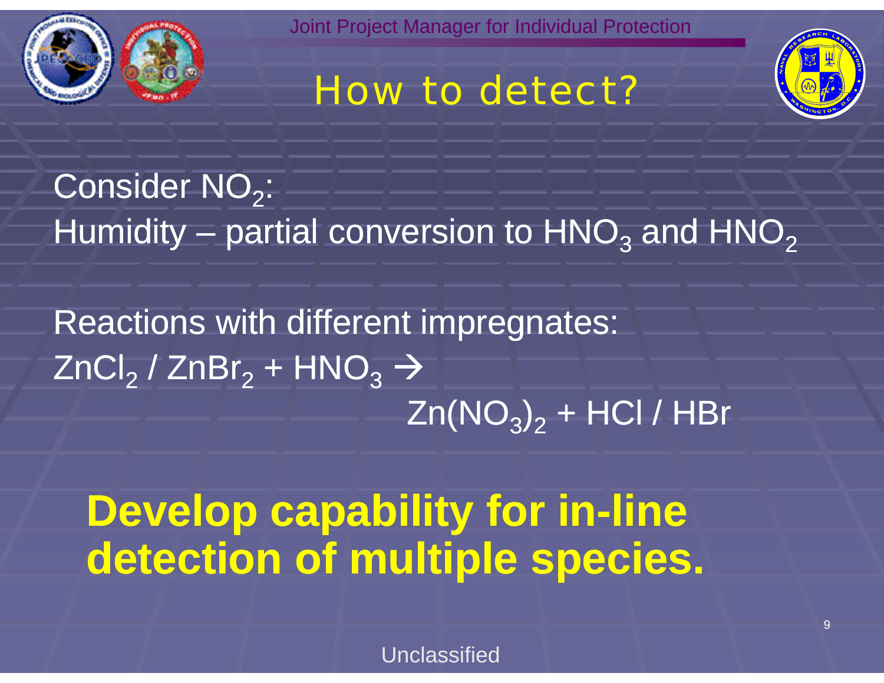# How to detect?

Consider $NO_2$:
Humidity – partial conversion to $HNO_3$ and $HNO_2$

Reactions with different impregnates:
$ZnCl_2$ / $ZnBr_2$ + $HNO_3$ →
$Zn(NO_3)_2$ + HCl / HBr

**Develop capability for in-line detection of multiple species.**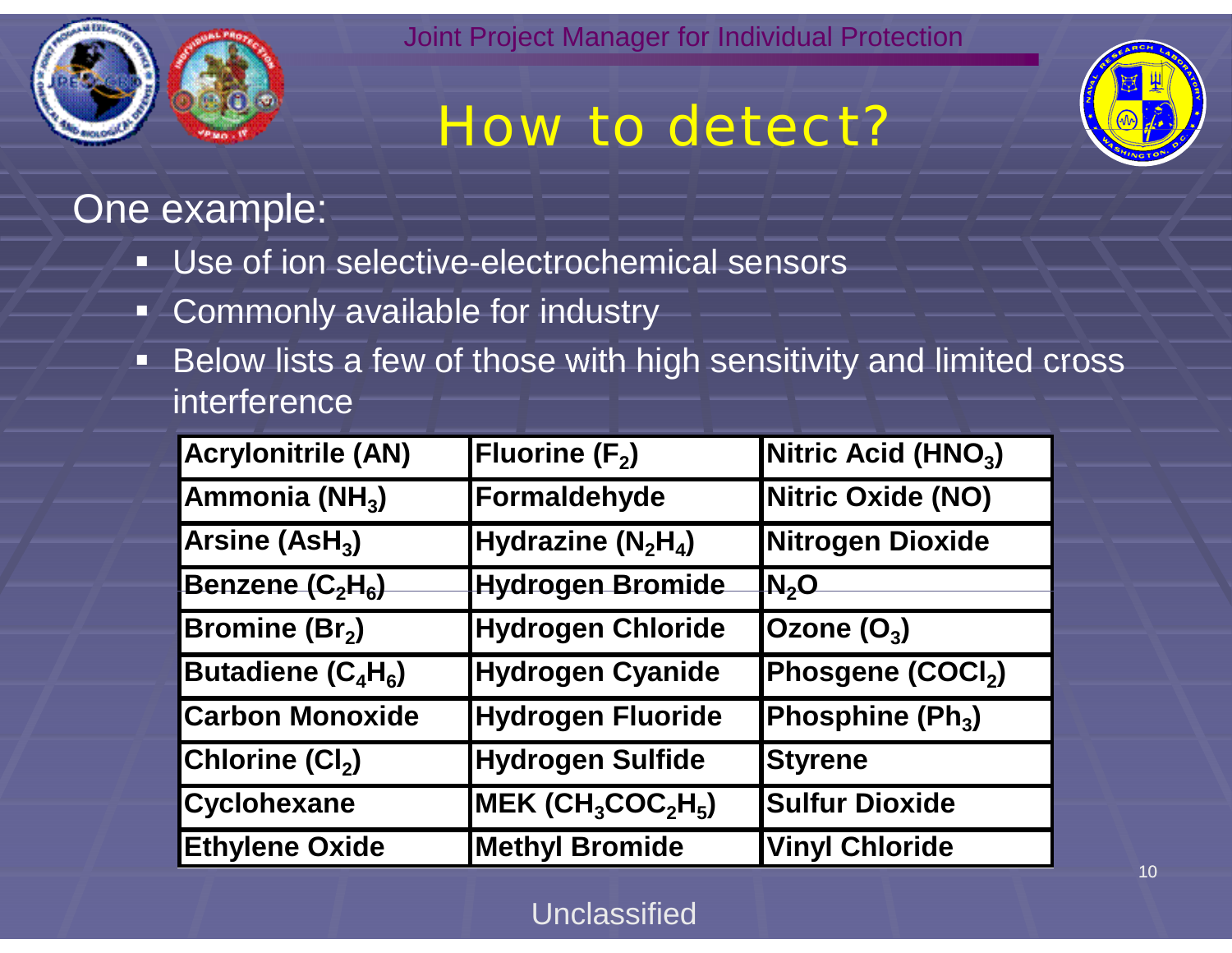# How to detect?

One example:

- Use of ion selective-electrochemical sensors
- Commonly available for industry
- Below lists a few of those with high sensitivity and limited cross interference

| | | |
|---|---|---|
| **Acrylonitrile (AN)** | **Fluorine ($F_2$)** | **Nitric Acid ($HNO_3$)** |
| **Ammonia ($NH_3$)** | **Formaldehyde** | **Nitric Oxide (NO)** |
| **Arsine ($AsH_3$)** | **Hydrazine ($N_2H_4$)** | **Nitrogen Dioxide** |
| **Benzene ($C_2H_6$)** | **Hydrogen Bromide** | **$N_2O$** |
| **Bromine ($Br_2$)** | **Hydrogen Chloride** | **Ozone ($O_3$)** |
| **Butadiene ($C_4H_6$)** | **Hydrogen Cyanide** | **Phosgene ($COCl_2$)** |
| **Carbon Monoxide** | **Hydrogen Fluoride** | **Phosphine ($Ph_3$)** |
| **Chlorine ($Cl_2$)** | **Hydrogen Sulfide** | **Styrene** |
| **Cyclohexane** | **MEK ($CH_3COC_2H_5$)** | **Sulfur Dioxide** |
| **Ethylene Oxide** | **Methyl Bromide** | **Vinyl Chloride** |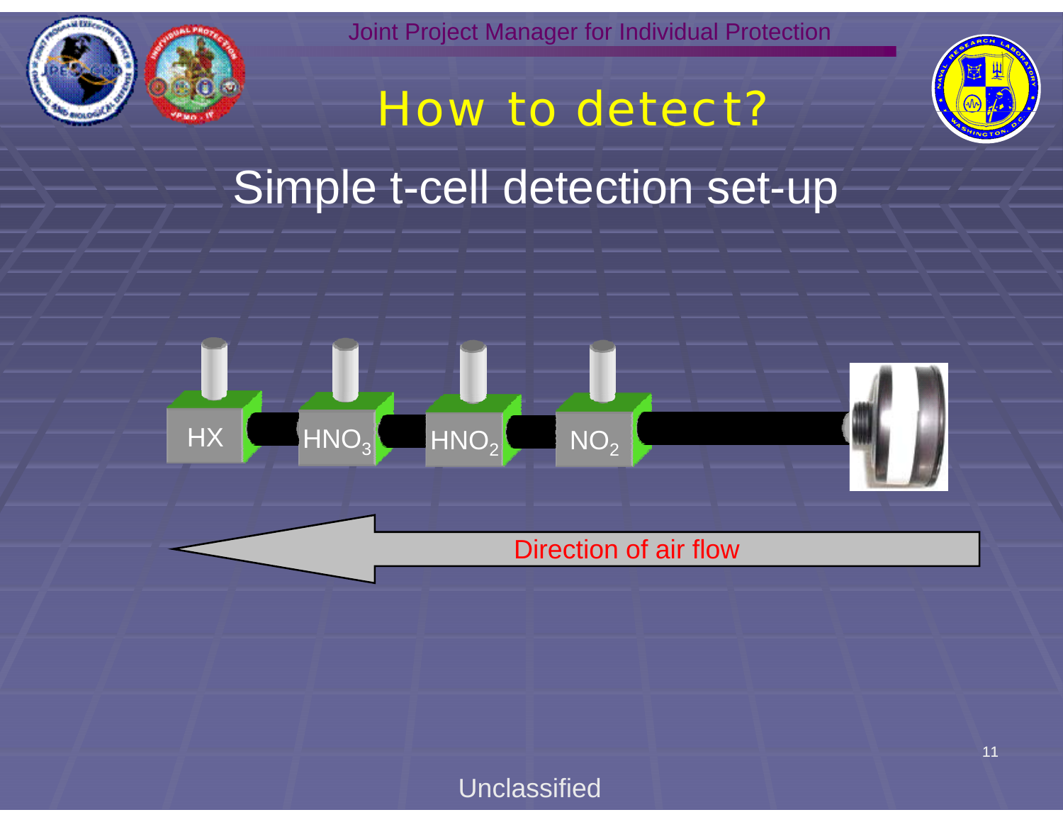# How to detect?

## Simple t-cell detection set-up

HX  $HNO_3$  $HNO_2$  $NO_2$

Direction of air flow

Unclassified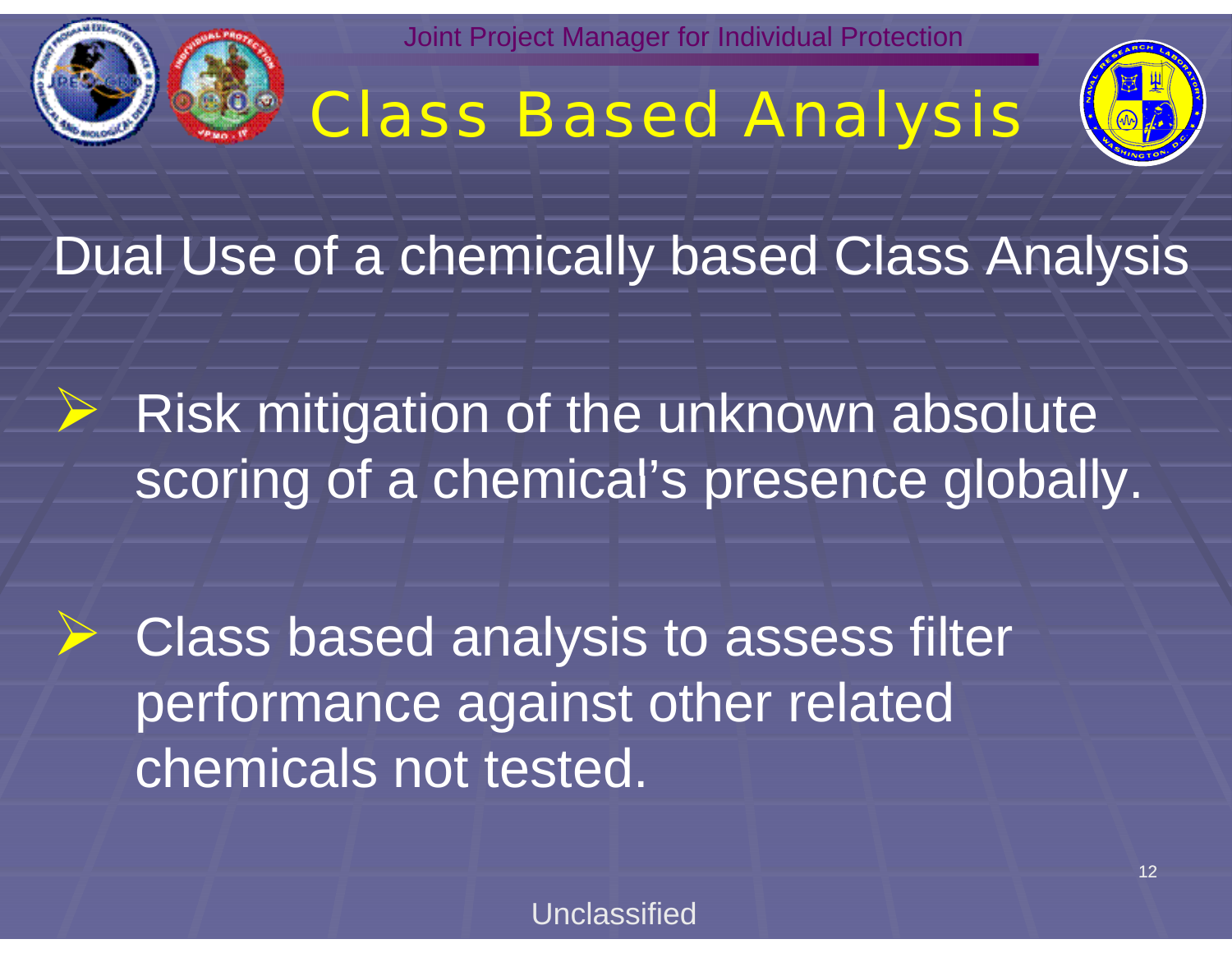# Class Based Analysis

## Dual Use of a chemically based Class Analysis

- Risk mitigation of the unknown absolute scoring of a chemical's presence globally.
- Class based analysis to assess filter performance against other related chemicals not tested.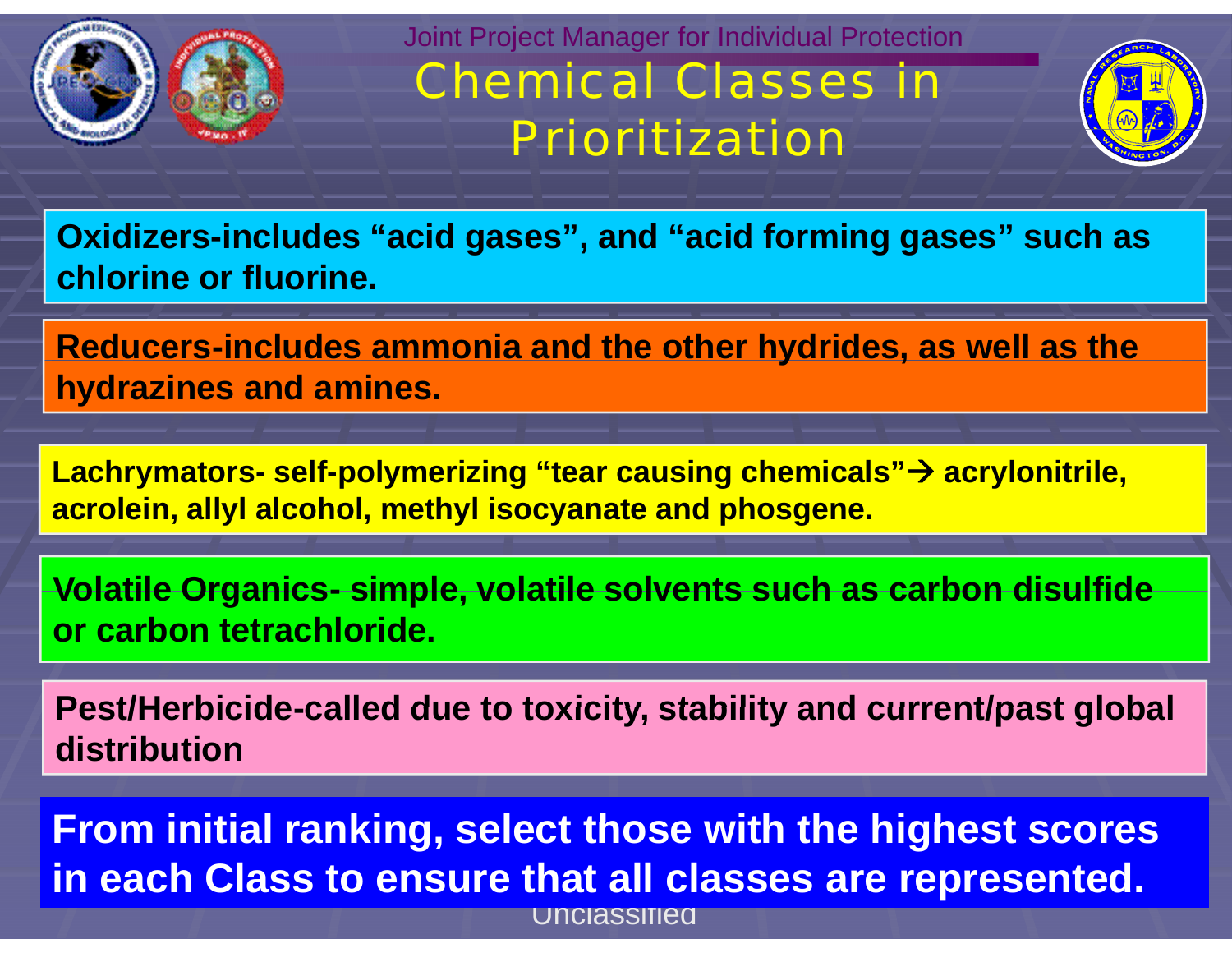Joint Project Manager for Individual Protection

# Chemical Classes in Prioritization

**Oxidizers-includes “acid gases”, and “acid forming gases” such as chlorine or fluorine.**

**Reducers-includes ammonia and the other hydrides, as well as the hydrazines and amines.**

**Lachrymators- self-polymerizing “tear causing chemicals”→ acrylonitrile, acrolein, allyl alcohol, methyl isocyanate and phosgene.**

**Volatile Organics- simple, volatile solvents such as carbon disulfide or carbon tetrachloride.**

**Pest/Herbicide-called due to toxicity, stability and current/past global distribution**

**From initial ranking, select those with the highest scores in each Class to ensure that all classes are represented.**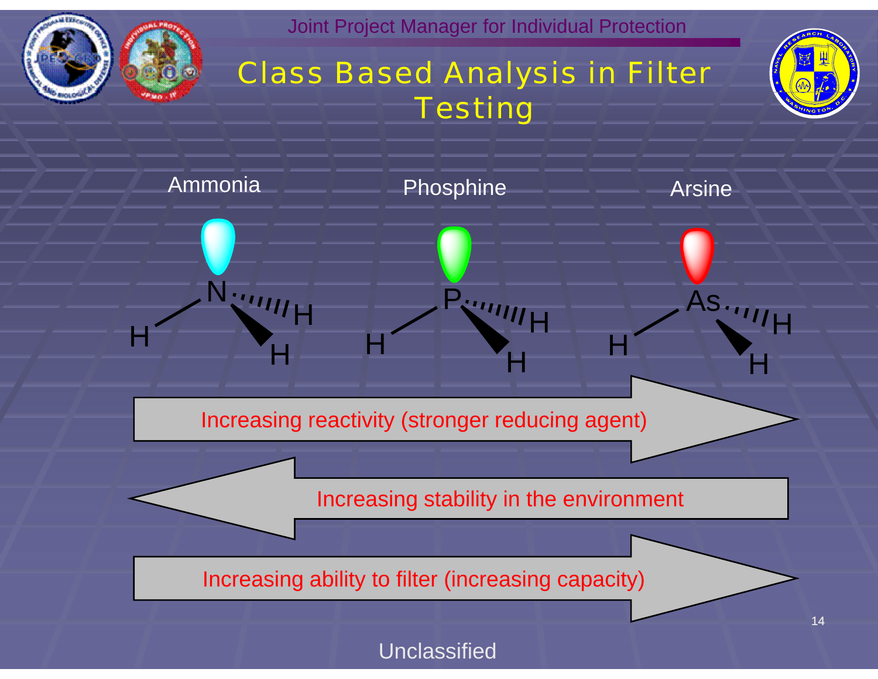# Class Based Analysis in Filter Testing

Ammonia | Phosphine | Arsine

Increasing reactivity (stronger reducing agent) →

← Increasing stability in the environment

Increasing ability to filter (increasing capacity) →

Unclassified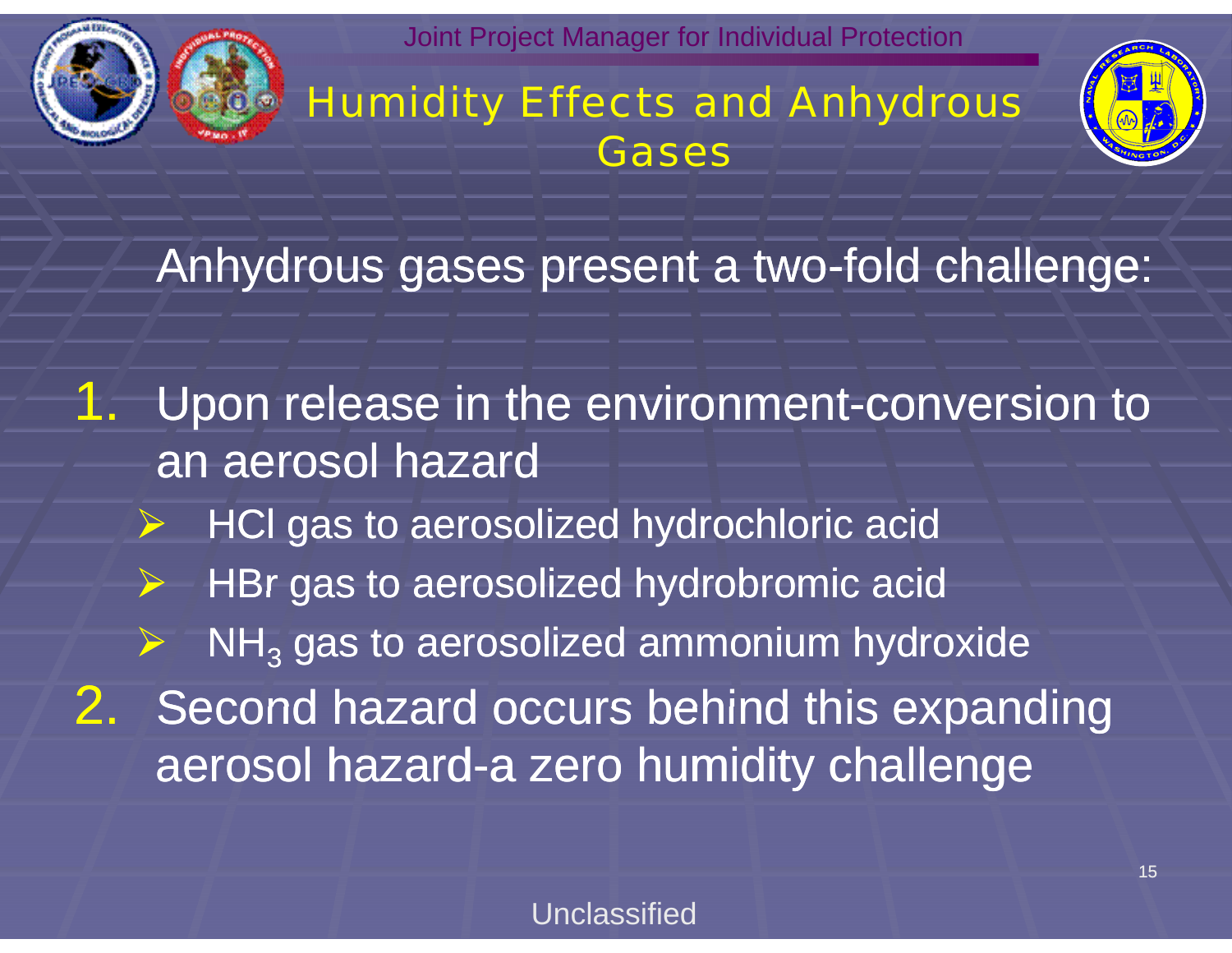# Humidity Effects and Anhydrous Gases

Anhydrous gases present a two-fold challenge:

1. Upon release in the environment-conversion to an aerosol hazard
   - HCl gas to aerosolized hydrochloric acid
   - HBr gas to aerosolized hydrobromic acid
   - $NH_3$ gas to aerosolized ammonium hydroxide
2. Second hazard occurs behind this expanding aerosol hazard-a zero humidity challenge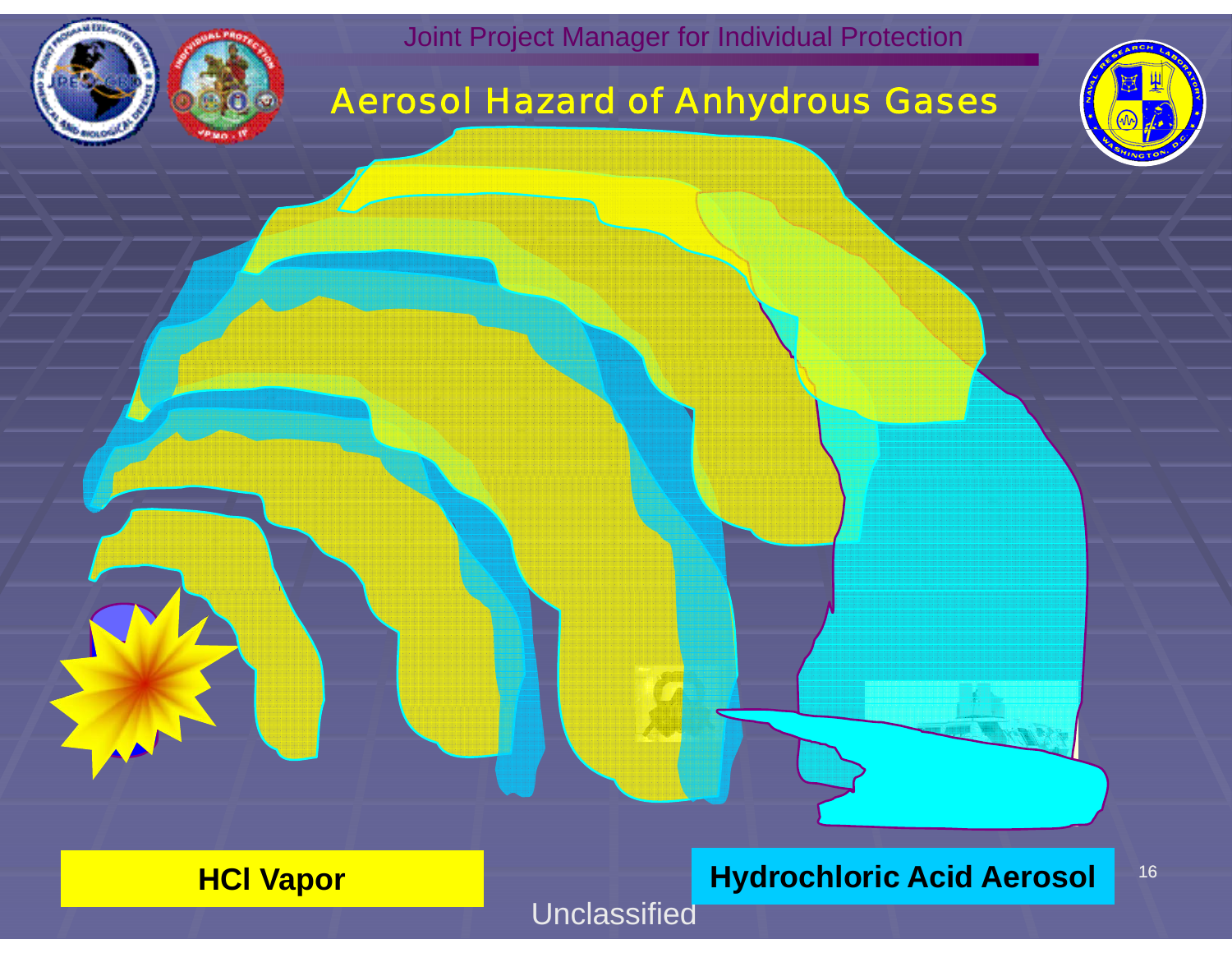# Aerosol Hazard of Anhydrous Gases

**HCl Vapor**

**Hydrochloric Acid Aerosol**

Unclassified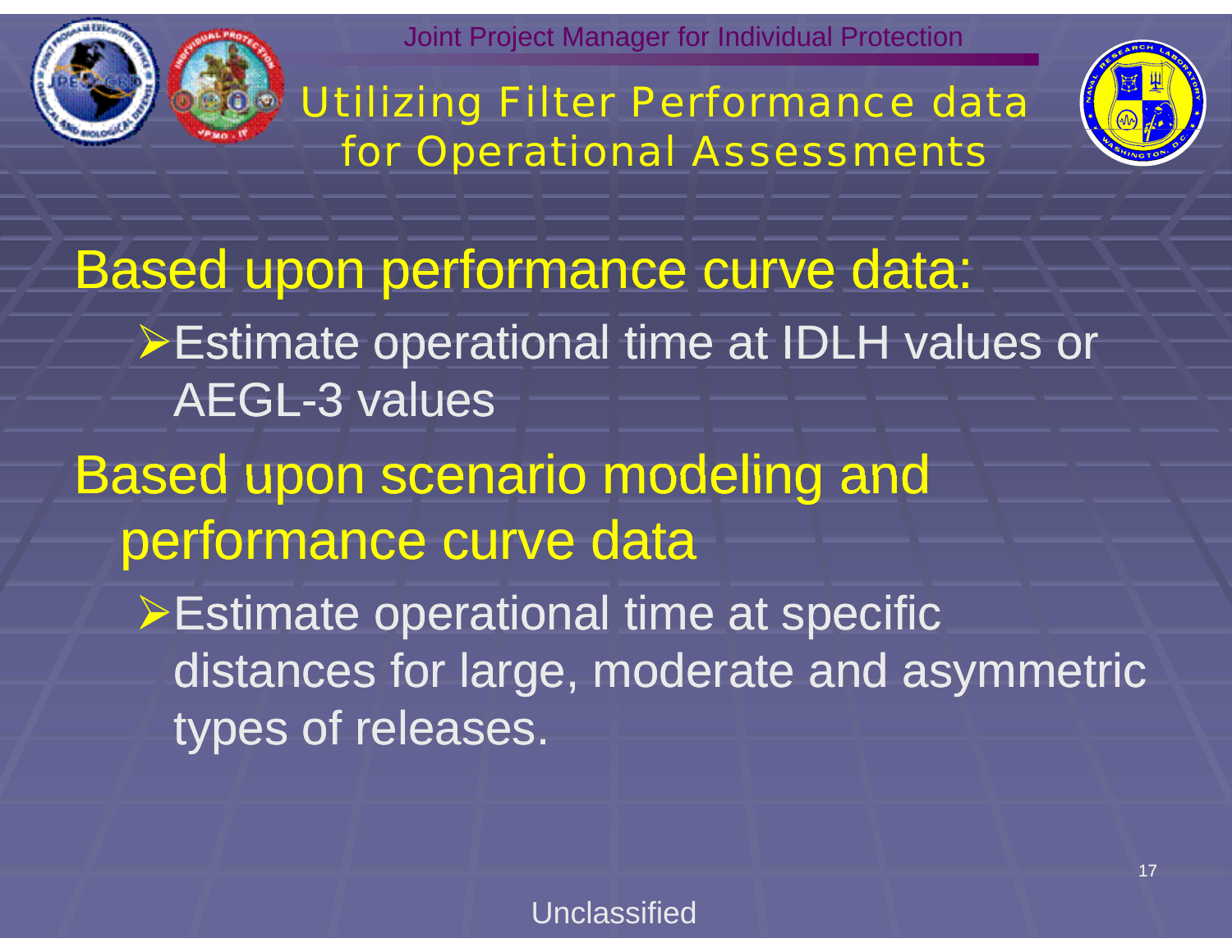# Utilizing Filter Performance data for Operational Assessments

## Based upon performance curve data:

- Estimate operational time at IDLH values or AEGL-3 values

## Based upon scenario modeling and performance curve data

- Estimate operational time at specific distances for large, moderate and asymmetric types of releases.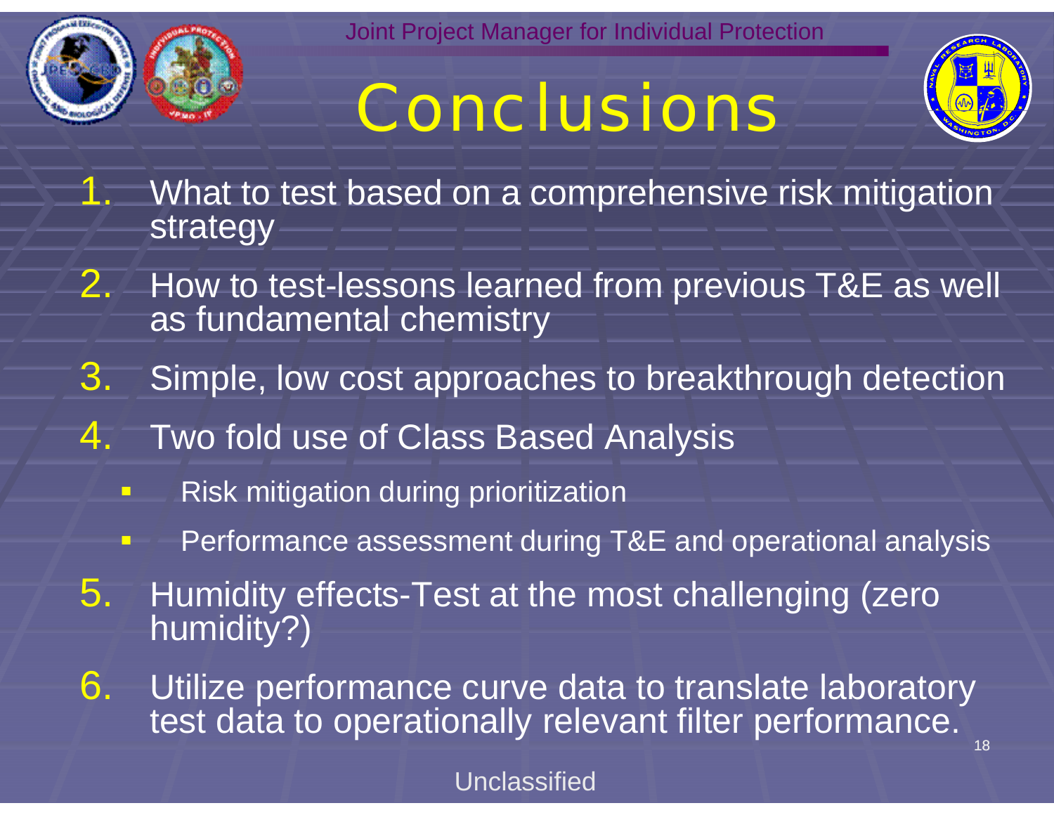# Conclusions

1. What to test based on a comprehensive risk mitigation strategy
2. How to test-lessons learned from previous T&E as well as fundamental chemistry
3. Simple, low cost approaches to breakthrough detection
4. Two fold use of Class Based Analysis
   - Risk mitigation during prioritization
   - Performance assessment during T&E and operational analysis
5. Humidity effects-Test at the most challenging (zero humidity?)
6. Utilize performance curve data to translate laboratory test data to operationally relevant filter performance.